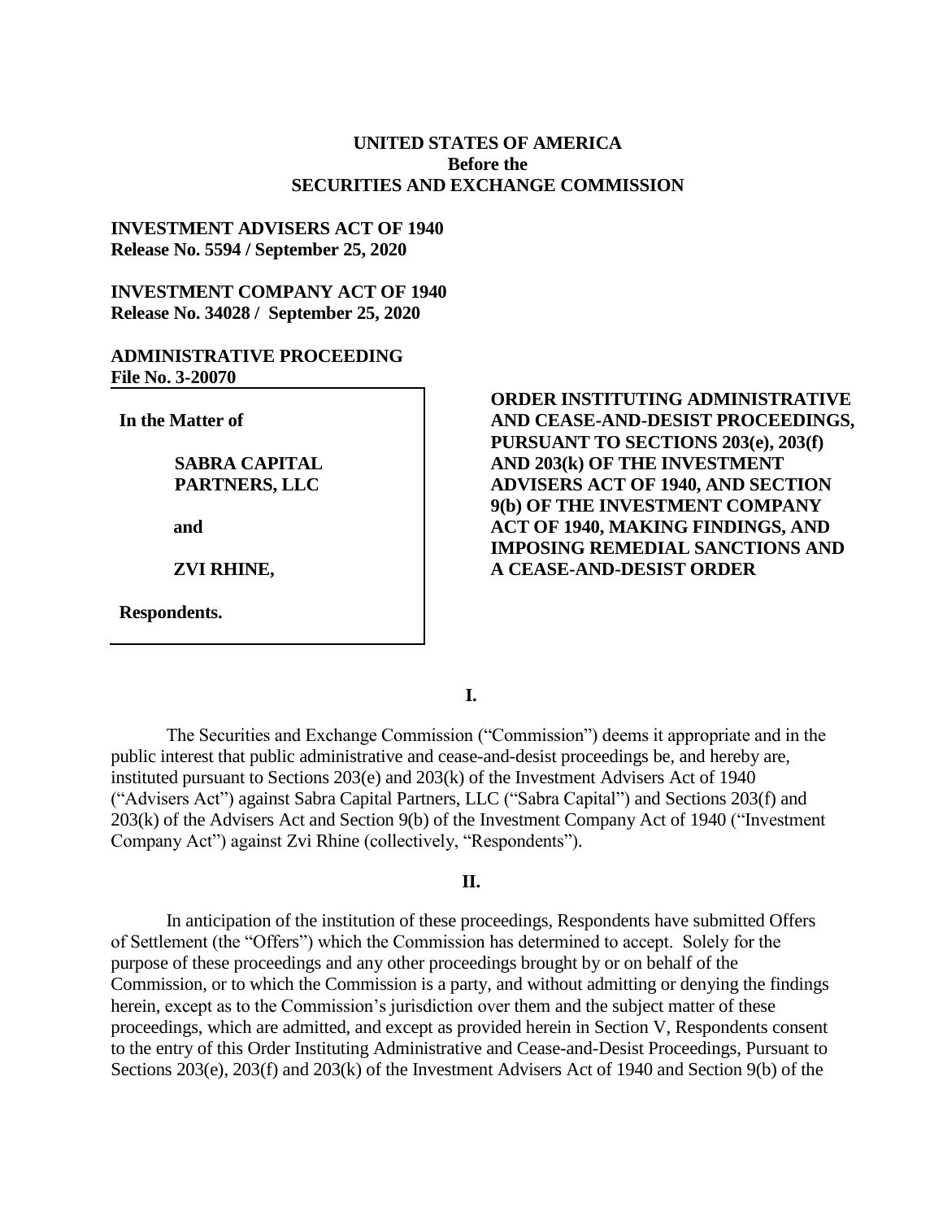**UNITED STATES OF AMERICA**
**Before the**
**SECURITIES AND EXCHANGE COMMISSION**

**INVESTMENT ADVISERS ACT OF 1940**
**Release No. 5594 / September 25, 2020**

**INVESTMENT COMPANY ACT OF 1940**
**Release No. 34028 / September 25, 2020**

**ADMINISTRATIVE PROCEEDING**
**File No. 3-20070**

| | |
|---|---|
| **In the Matter of**<br><br>**SABRA CAPITAL PARTNERS, LLC**<br><br>**and**<br><br>**ZVI RHINE,**<br><br>**Respondents.** | **ORDER INSTITUTING ADMINISTRATIVE AND CEASE-AND-DESIST PROCEEDINGS, PURSUANT TO SECTIONS 203(e), 203(f) AND 203(k) OF THE INVESTMENT ADVISERS ACT OF 1940, AND SECTION 9(b) OF THE INVESTMENT COMPANY ACT OF 1940, MAKING FINDINGS, AND IMPOSING REMEDIAL SANCTIONS AND A CEASE-AND-DESIST ORDER** |

## I.

The Securities and Exchange Commission ("Commission") deems it appropriate and in the public interest that public administrative and cease-and-desist proceedings be, and hereby are, instituted pursuant to Sections 203(e) and 203(k) of the Investment Advisers Act of 1940 ("Advisers Act") against Sabra Capital Partners, LLC ("Sabra Capital") and Sections 203(f) and 203(k) of the Advisers Act and Section 9(b) of the Investment Company Act of 1940 ("Investment Company Act") against Zvi Rhine (collectively, "Respondents").

## II.

In anticipation of the institution of these proceedings, Respondents have submitted Offers of Settlement (the "Offers") which the Commission has determined to accept. Solely for the purpose of these proceedings and any other proceedings brought by or on behalf of the Commission, or to which the Commission is a party, and without admitting or denying the findings herein, except as to the Commission's jurisdiction over them and the subject matter of these proceedings, which are admitted, and except as provided herein in Section V, Respondents consent to the entry of this Order Instituting Administrative and Cease-and-Desist Proceedings, Pursuant to Sections 203(e), 203(f) and 203(k) of the Investment Advisers Act of 1940 and Section 9(b) of the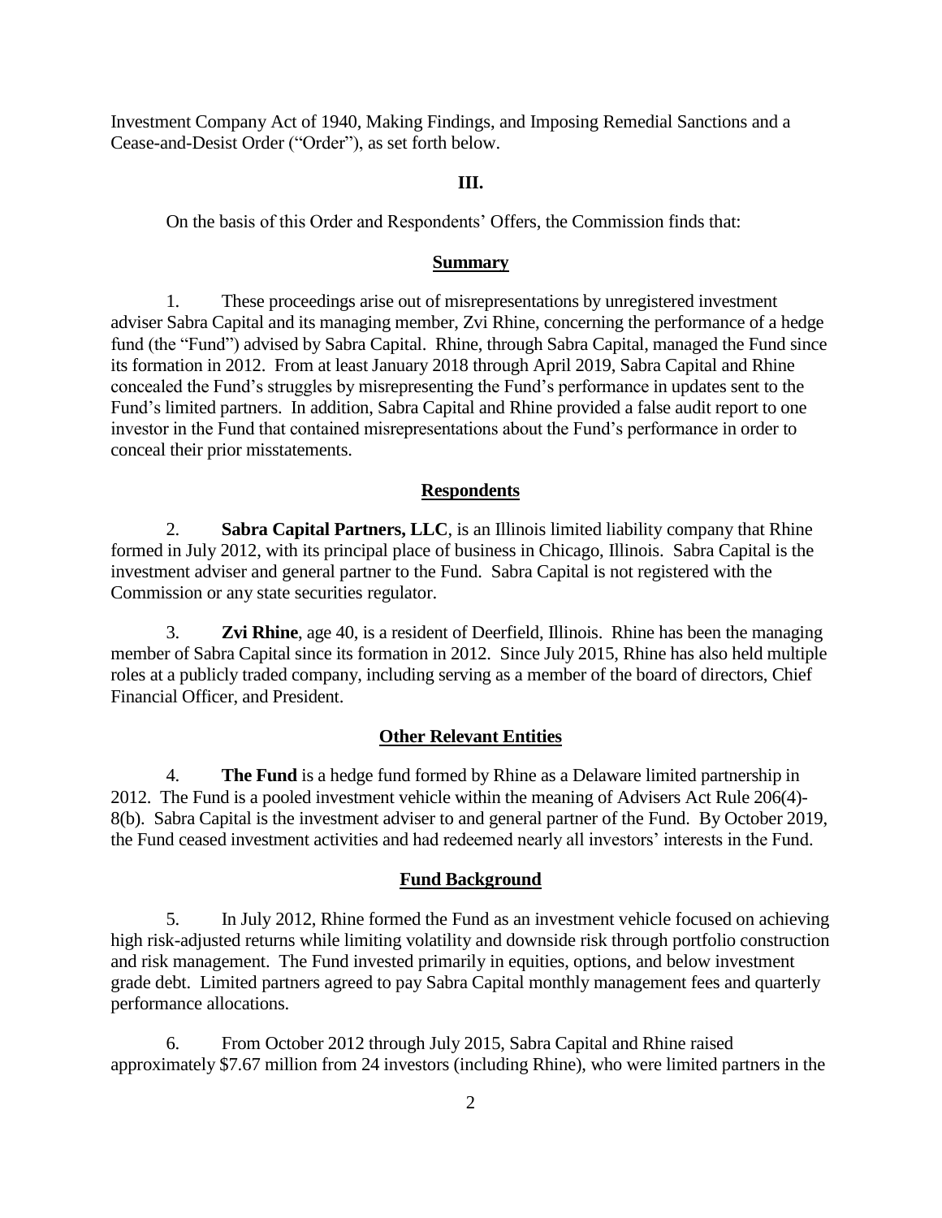Investment Company Act of 1940, Making Findings, and Imposing Remedial Sanctions and a Cease-and-Desist Order ("Order"), as set forth below.

## III.

On the basis of this Order and Respondents' Offers, the Commission finds that:

### Summary

1. These proceedings arise out of misrepresentations by unregistered investment adviser Sabra Capital and its managing member, Zvi Rhine, concerning the performance of a hedge fund (the "Fund") advised by Sabra Capital. Rhine, through Sabra Capital, managed the Fund since its formation in 2012. From at least January 2018 through April 2019, Sabra Capital and Rhine concealed the Fund's struggles by misrepresenting the Fund's performance in updates sent to the Fund's limited partners. In addition, Sabra Capital and Rhine provided a false audit report to one investor in the Fund that contained misrepresentations about the Fund's performance in order to conceal their prior misstatements.

### Respondents

2. **Sabra Capital Partners, LLC**, is an Illinois limited liability company that Rhine formed in July 2012, with its principal place of business in Chicago, Illinois. Sabra Capital is the investment adviser and general partner to the Fund. Sabra Capital is not registered with the Commission or any state securities regulator.

3. **Zvi Rhine**, age 40, is a resident of Deerfield, Illinois. Rhine has been the managing member of Sabra Capital since its formation in 2012. Since July 2015, Rhine has also held multiple roles at a publicly traded company, including serving as a member of the board of directors, Chief Financial Officer, and President.

### Other Relevant Entities

4. **The Fund** is a hedge fund formed by Rhine as a Delaware limited partnership in 2012. The Fund is a pooled investment vehicle within the meaning of Advisers Act Rule 206(4)-8(b). Sabra Capital is the investment adviser to and general partner of the Fund. By October 2019, the Fund ceased investment activities and had redeemed nearly all investors' interests in the Fund.

### Fund Background

5. In July 2012, Rhine formed the Fund as an investment vehicle focused on achieving high risk-adjusted returns while limiting volatility and downside risk through portfolio construction and risk management. The Fund invested primarily in equities, options, and below investment grade debt. Limited partners agreed to pay Sabra Capital monthly management fees and quarterly performance allocations.

6. From October 2012 through July 2015, Sabra Capital and Rhine raised approximately $7.67 million from 24 investors (including Rhine), who were limited partners in the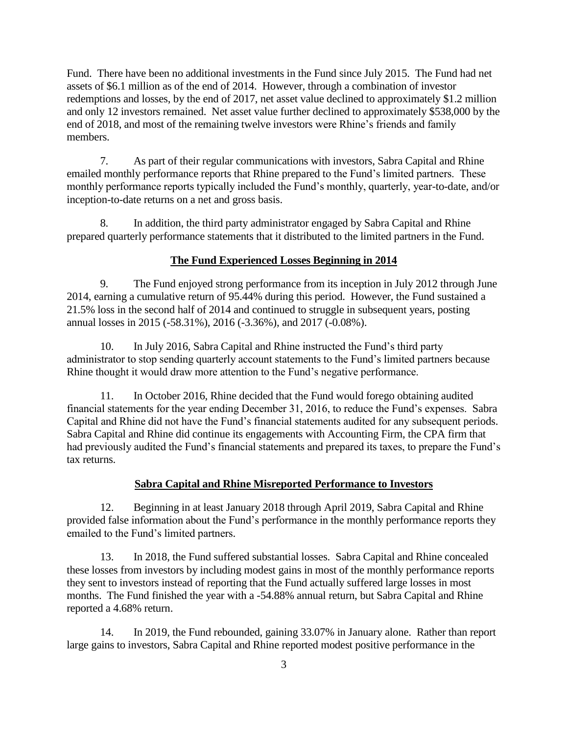Fund. There have been no additional investments in the Fund since July 2015. The Fund had net assets of $6.1 million as of the end of 2014. However, through a combination of investor redemptions and losses, by the end of 2017, net asset value declined to approximately $1.2 million and only 12 investors remained. Net asset value further declined to approximately $538,000 by the end of 2018, and most of the remaining twelve investors were Rhine's friends and family members.

7. As part of their regular communications with investors, Sabra Capital and Rhine emailed monthly performance reports that Rhine prepared to the Fund's limited partners. These monthly performance reports typically included the Fund's monthly, quarterly, year-to-date, and/or inception-to-date returns on a net and gross basis.

8. In addition, the third party administrator engaged by Sabra Capital and Rhine prepared quarterly performance statements that it distributed to the limited partners in the Fund.

## The Fund Experienced Losses Beginning in 2014

9. The Fund enjoyed strong performance from its inception in July 2012 through June 2014, earning a cumulative return of 95.44% during this period. However, the Fund sustained a 21.5% loss in the second half of 2014 and continued to struggle in subsequent years, posting annual losses in 2015 (-58.31%), 2016 (-3.36%), and 2017 (-0.08%).

10. In July 2016, Sabra Capital and Rhine instructed the Fund's third party administrator to stop sending quarterly account statements to the Fund's limited partners because Rhine thought it would draw more attention to the Fund's negative performance.

11. In October 2016, Rhine decided that the Fund would forego obtaining audited financial statements for the year ending December 31, 2016, to reduce the Fund's expenses. Sabra Capital and Rhine did not have the Fund's financial statements audited for any subsequent periods. Sabra Capital and Rhine did continue its engagements with Accounting Firm, the CPA firm that had previously audited the Fund's financial statements and prepared its taxes, to prepare the Fund's tax returns.

## Sabra Capital and Rhine Misreported Performance to Investors

12. Beginning in at least January 2018 through April 2019, Sabra Capital and Rhine provided false information about the Fund's performance in the monthly performance reports they emailed to the Fund's limited partners.

13. In 2018, the Fund suffered substantial losses. Sabra Capital and Rhine concealed these losses from investors by including modest gains in most of the monthly performance reports they sent to investors instead of reporting that the Fund actually suffered large losses in most months. The Fund finished the year with a -54.88% annual return, but Sabra Capital and Rhine reported a 4.68% return.

14. In 2019, the Fund rebounded, gaining 33.07% in January alone. Rather than report large gains to investors, Sabra Capital and Rhine reported modest positive performance in the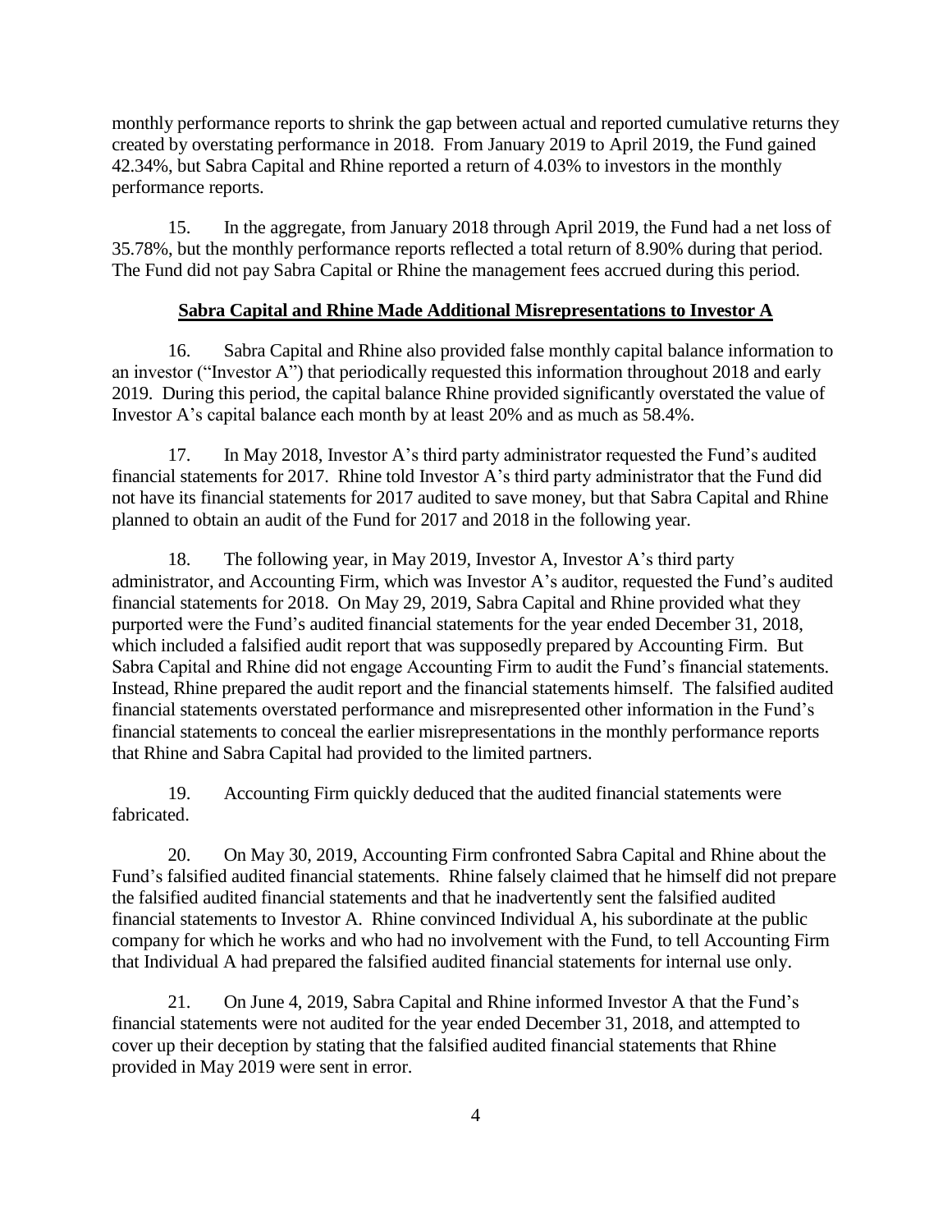monthly performance reports to shrink the gap between actual and reported cumulative returns they created by overstating performance in 2018. From January 2019 to April 2019, the Fund gained 42.34%, but Sabra Capital and Rhine reported a return of 4.03% to investors in the monthly performance reports.

15. In the aggregate, from January 2018 through April 2019, the Fund had a net loss of 35.78%, but the monthly performance reports reflected a total return of 8.90% during that period. The Fund did not pay Sabra Capital or Rhine the management fees accrued during this period.

**Sabra Capital and Rhine Made Additional Misrepresentations to Investor A**

16. Sabra Capital and Rhine also provided false monthly capital balance information to an investor ("Investor A") that periodically requested this information throughout 2018 and early 2019. During this period, the capital balance Rhine provided significantly overstated the value of Investor A's capital balance each month by at least 20% and as much as 58.4%.

17. In May 2018, Investor A's third party administrator requested the Fund's audited financial statements for 2017. Rhine told Investor A's third party administrator that the Fund did not have its financial statements for 2017 audited to save money, but that Sabra Capital and Rhine planned to obtain an audit of the Fund for 2017 and 2018 in the following year.

18. The following year, in May 2019, Investor A, Investor A's third party administrator, and Accounting Firm, which was Investor A's auditor, requested the Fund's audited financial statements for 2018. On May 29, 2019, Sabra Capital and Rhine provided what they purported were the Fund's audited financial statements for the year ended December 31, 2018, which included a falsified audit report that was supposedly prepared by Accounting Firm. But Sabra Capital and Rhine did not engage Accounting Firm to audit the Fund's financial statements. Instead, Rhine prepared the audit report and the financial statements himself. The falsified audited financial statements overstated performance and misrepresented other information in the Fund's financial statements to conceal the earlier misrepresentations in the monthly performance reports that Rhine and Sabra Capital had provided to the limited partners.

19. Accounting Firm quickly deduced that the audited financial statements were fabricated.

20. On May 30, 2019, Accounting Firm confronted Sabra Capital and Rhine about the Fund's falsified audited financial statements. Rhine falsely claimed that he himself did not prepare the falsified audited financial statements and that he inadvertently sent the falsified audited financial statements to Investor A. Rhine convinced Individual A, his subordinate at the public company for which he works and who had no involvement with the Fund, to tell Accounting Firm that Individual A had prepared the falsified audited financial statements for internal use only.

21. On June 4, 2019, Sabra Capital and Rhine informed Investor A that the Fund's financial statements were not audited for the year ended December 31, 2018, and attempted to cover up their deception by stating that the falsified audited financial statements that Rhine provided in May 2019 were sent in error.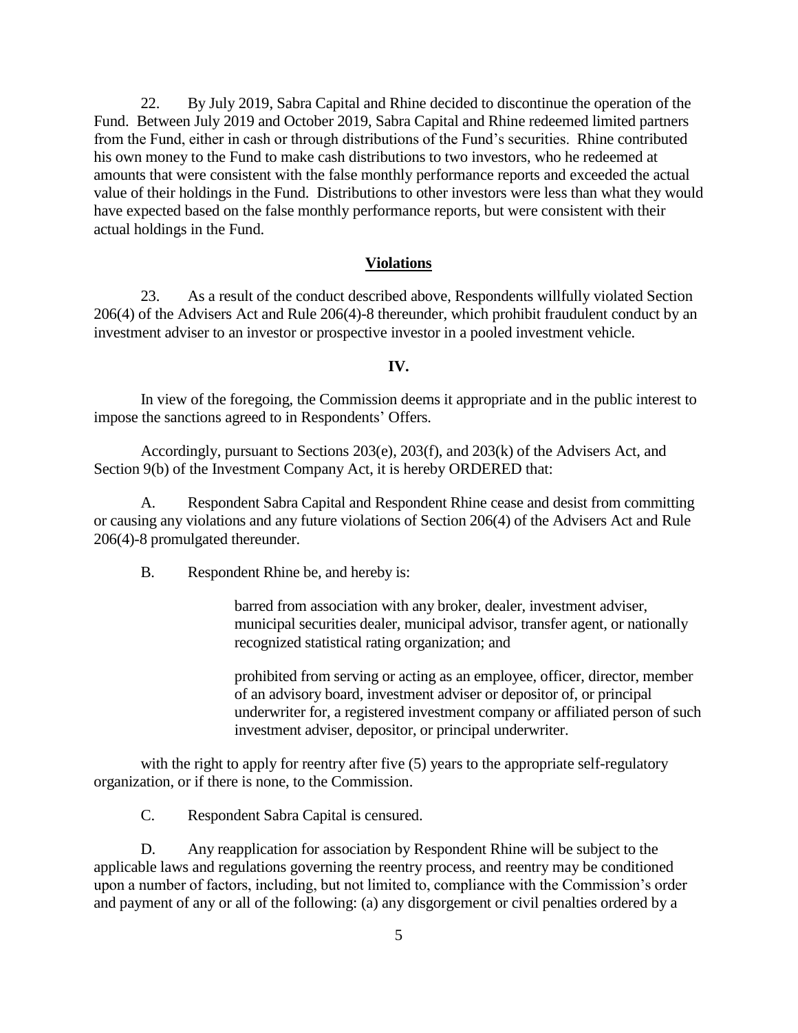22. By July 2019, Sabra Capital and Rhine decided to discontinue the operation of the Fund. Between July 2019 and October 2019, Sabra Capital and Rhine redeemed limited partners from the Fund, either in cash or through distributions of the Fund's securities. Rhine contributed his own money to the Fund to make cash distributions to two investors, who he redeemed at amounts that were consistent with the false monthly performance reports and exceeded the actual value of their holdings in the Fund. Distributions to other investors were less than what they would have expected based on the false monthly performance reports, but were consistent with their actual holdings in the Fund.

## Violations

23. As a result of the conduct described above, Respondents willfully violated Section 206(4) of the Advisers Act and Rule 206(4)-8 thereunder, which prohibit fraudulent conduct by an investment adviser to an investor or prospective investor in a pooled investment vehicle.

## IV.

In view of the foregoing, the Commission deems it appropriate and in the public interest to impose the sanctions agreed to in Respondents' Offers.

Accordingly, pursuant to Sections 203(e), 203(f), and 203(k) of the Advisers Act, and Section 9(b) of the Investment Company Act, it is hereby ORDERED that:

A. Respondent Sabra Capital and Respondent Rhine cease and desist from committing or causing any violations and any future violations of Section 206(4) of the Advisers Act and Rule 206(4)-8 promulgated thereunder.

B. Respondent Rhine be, and hereby is:

> barred from association with any broker, dealer, investment adviser, municipal securities dealer, municipal advisor, transfer agent, or nationally recognized statistical rating organization; and
>
> prohibited from serving or acting as an employee, officer, director, member of an advisory board, investment adviser or depositor of, or principal underwriter for, a registered investment company or affiliated person of such investment adviser, depositor, or principal underwriter.

with the right to apply for reentry after five (5) years to the appropriate self-regulatory organization, or if there is none, to the Commission.

C. Respondent Sabra Capital is censured.

D. Any reapplication for association by Respondent Rhine will be subject to the applicable laws and regulations governing the reentry process, and reentry may be conditioned upon a number of factors, including, but not limited to, compliance with the Commission's order and payment of any or all of the following: (a) any disgorgement or civil penalties ordered by a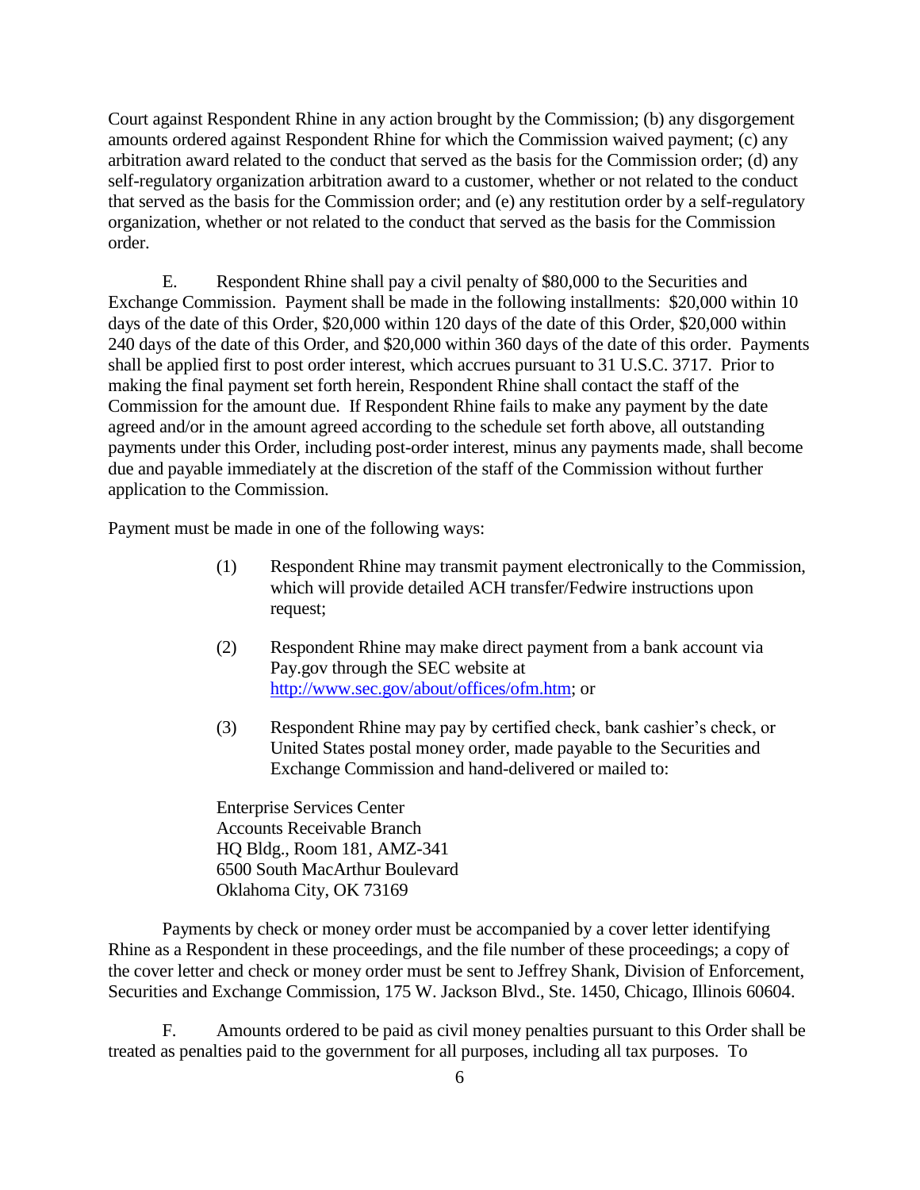Court against Respondent Rhine in any action brought by the Commission; (b) any disgorgement amounts ordered against Respondent Rhine for which the Commission waived payment; (c) any arbitration award related to the conduct that served as the basis for the Commission order; (d) any self-regulatory organization arbitration award to a customer, whether or not related to the conduct that served as the basis for the Commission order; and (e) any restitution order by a self-regulatory organization, whether or not related to the conduct that served as the basis for the Commission order.

E. Respondent Rhine shall pay a civil penalty of $80,000 to the Securities and Exchange Commission. Payment shall be made in the following installments: $20,000 within 10 days of the date of this Order, $20,000 within 120 days of the date of this Order, $20,000 within 240 days of the date of this Order, and $20,000 within 360 days of the date of this order. Payments shall be applied first to post order interest, which accrues pursuant to 31 U.S.C. 3717. Prior to making the final payment set forth herein, Respondent Rhine shall contact the staff of the Commission for the amount due. If Respondent Rhine fails to make any payment by the date agreed and/or in the amount agreed according to the schedule set forth above, all outstanding payments under this Order, including post-order interest, minus any payments made, shall become due and payable immediately at the discretion of the staff of the Commission without further application to the Commission.

Payment must be made in one of the following ways:

(1) Respondent Rhine may transmit payment electronically to the Commission, which will provide detailed ACH transfer/Fedwire instructions upon request;

(2) Respondent Rhine may make direct payment from a bank account via Pay.gov through the SEC website at http://www.sec.gov/about/offices/ofm.htm; or

(3) Respondent Rhine may pay by certified check, bank cashier's check, or United States postal money order, made payable to the Securities and Exchange Commission and hand-delivered or mailed to:

Enterprise Services Center
Accounts Receivable Branch
HQ Bldg., Room 181, AMZ-341
6500 South MacArthur Boulevard
Oklahoma City, OK 73169

Payments by check or money order must be accompanied by a cover letter identifying Rhine as a Respondent in these proceedings, and the file number of these proceedings; a copy of the cover letter and check or money order must be sent to Jeffrey Shank, Division of Enforcement, Securities and Exchange Commission, 175 W. Jackson Blvd., Ste. 1450, Chicago, Illinois 60604.

F. Amounts ordered to be paid as civil money penalties pursuant to this Order shall be treated as penalties paid to the government for all purposes, including all tax purposes. To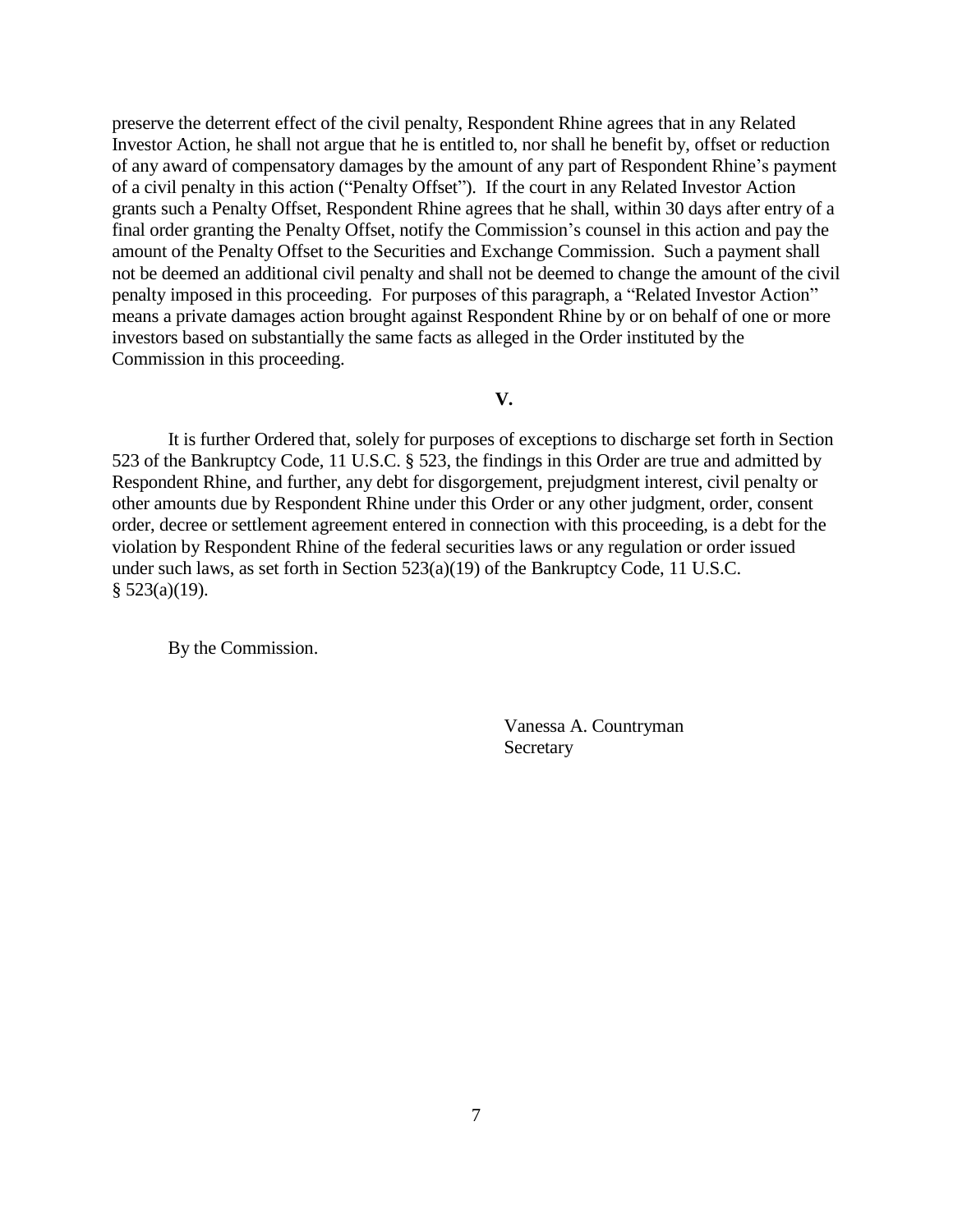preserve the deterrent effect of the civil penalty, Respondent Rhine agrees that in any Related Investor Action, he shall not argue that he is entitled to, nor shall he benefit by, offset or reduction of any award of compensatory damages by the amount of any part of Respondent Rhine's payment of a civil penalty in this action ("Penalty Offset"). If the court in any Related Investor Action grants such a Penalty Offset, Respondent Rhine agrees that he shall, within 30 days after entry of a final order granting the Penalty Offset, notify the Commission's counsel in this action and pay the amount of the Penalty Offset to the Securities and Exchange Commission. Such a payment shall not be deemed an additional civil penalty and shall not be deemed to change the amount of the civil penalty imposed in this proceeding. For purposes of this paragraph, a "Related Investor Action" means a private damages action brought against Respondent Rhine by or on behalf of one or more investors based on substantially the same facts as alleged in the Order instituted by the Commission in this proceeding.

## V.

It is further Ordered that, solely for purposes of exceptions to discharge set forth in Section 523 of the Bankruptcy Code, 11 U.S.C. § 523, the findings in this Order are true and admitted by Respondent Rhine, and further, any debt for disgorgement, prejudgment interest, civil penalty or other amounts due by Respondent Rhine under this Order or any other judgment, order, consent order, decree or settlement agreement entered in connection with this proceeding, is a debt for the violation by Respondent Rhine of the federal securities laws or any regulation or order issued under such laws, as set forth in Section 523(a)(19) of the Bankruptcy Code, 11 U.S.C. § 523(a)(19).

By the Commission.

Vanessa A. Countryman
Secretary